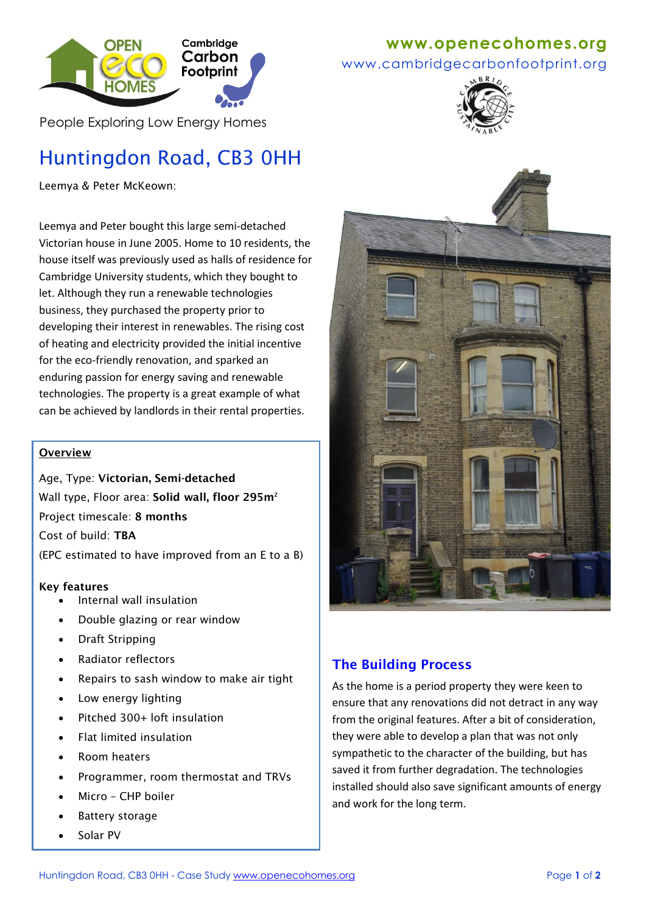**www.openecohomes.org**

www.cambridgecarbonfootprint.org

People Exploring Low Energy Homes

# Huntingdon Road, CB3 0HH

Leemya & Peter McKeown:

Leemya and Peter bought this large semi-detached Victorian house in June 2005. Home to 10 residents, the house itself was previously used as halls of residence for Cambridge University students, which they bought to let. Although they run a renewable technologies business, they purchased the property prior to developing their interest in renewables. The rising cost of heating and electricity provided the initial incentive for the eco-friendly renovation, and sparked an enduring passion for energy saving and renewable technologies. The property is a great example of what can be achieved by landlords in their rental properties.

**Overview**

Age, Type: **Victorian, Semi-detached**

Wall type, Floor area: **Solid wall, floor 295m²**

Project timescale: **8 months**

Cost of build: **TBA**

(EPC estimated to have improved from an E to a B)

**Key features**

- Internal wall insulation
- Double glazing or rear window
- Draft Stripping
- Radiator reflectors
- Repairs to sash window to make air tight
- Low energy lighting
- Pitched 300+ loft insulation
- Flat limited insulation
- Room heaters
- Programmer, room thermostat and TRVs
- Micro – CHP boiler
- Battery storage
- Solar PV

## The Building Process

As the home is a period property they were keen to ensure that any renovations did not detract in any way from the original features. After a bit of consideration, they were able to develop a plan that was not only sympathetic to the character of the building, but has saved it from further degradation. The technologies installed should also save significant amounts of energy and work for the long term.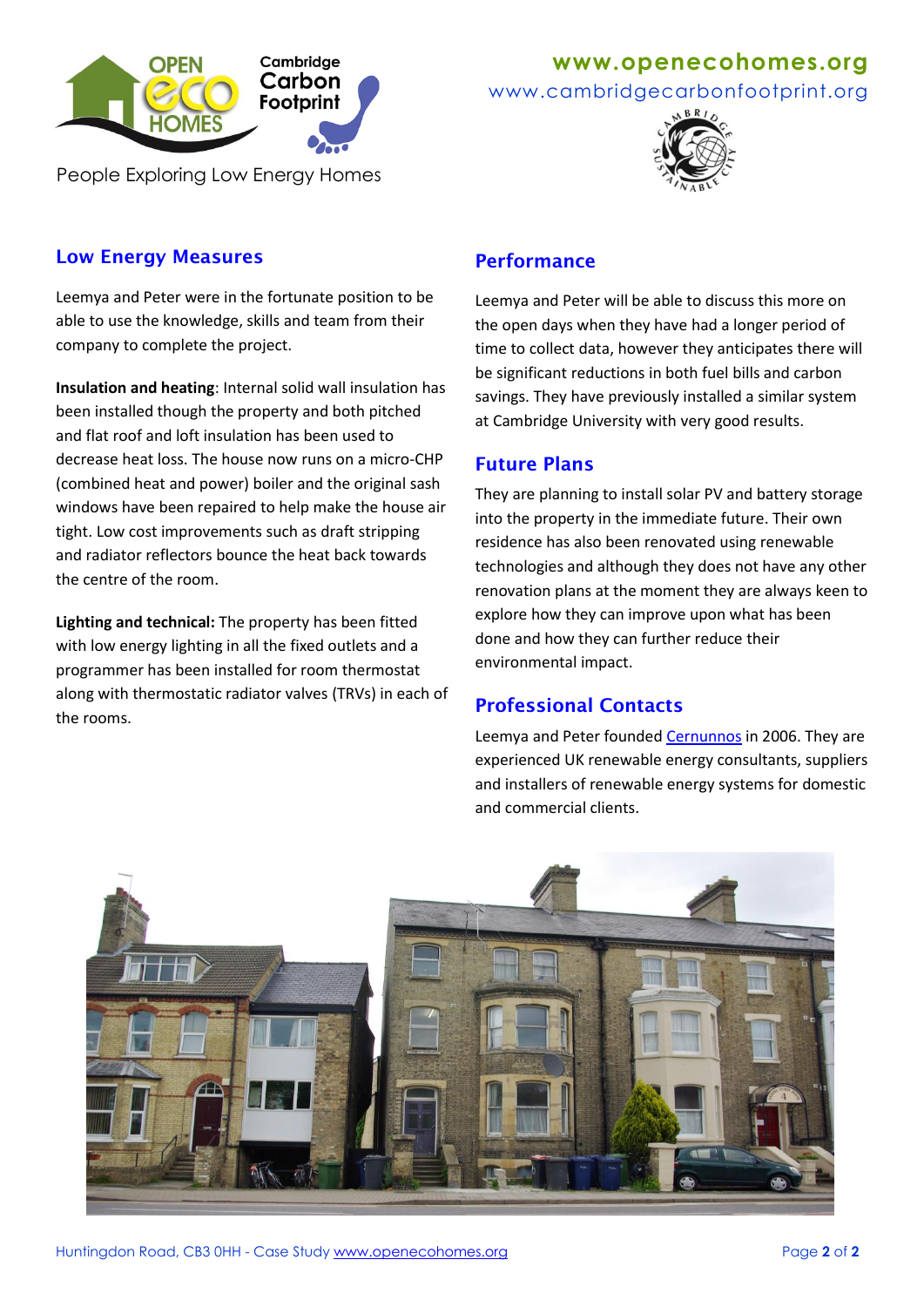## Low Energy Measures

Leemya and Peter were in the fortunate position to be able to use the knowledge, skills and team from their company to complete the project.

**Insulation and heating**: Internal solid wall insulation has been installed though the property and both pitched and flat roof and loft insulation has been used to decrease heat loss. The house now runs on a micro-CHP (combined heat and power) boiler and the original sash windows have been repaired to help make the house air tight. Low cost improvements such as draft stripping and radiator reflectors bounce the heat back towards the centre of the room.

**Lighting and technical:** The property has been fitted with low energy lighting in all the fixed outlets and a programmer has been installed for room thermostat along with thermostatic radiator valves (TRVs) in each of the rooms.

## Performance

Leemya and Peter will be able to discuss this more on the open days when they have had a longer period of time to collect data, however they anticipates there will be significant reductions in both fuel bills and carbon savings. They have previously installed a similar system at Cambridge University with very good results.

## Future Plans

They are planning to install solar PV and battery storage into the property in the immediate future. Their own residence has also been renovated using renewable technologies and although they does not have any other renovation plans at the moment they are always keen to explore how they can improve upon what has been done and how they can further reduce their environmental impact.

## Professional Contacts

Leemya and Peter founded Cernunnos in 2006. They are experienced UK renewable energy consultants, suppliers and installers of renewable energy systems for domestic and commercial clients.